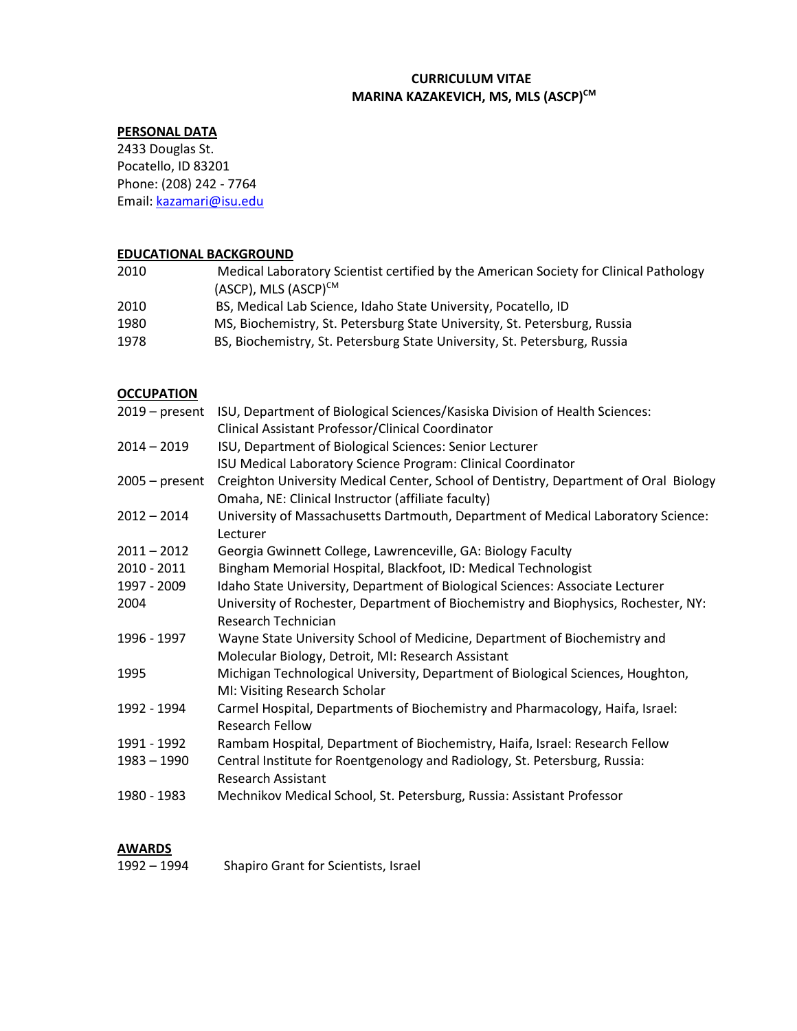# CURRICULUM VITAE

# MARINA KAZAKEVICH, MS, MLS (ASCP)$^{CM}$

## PERSONAL DATA

2433 Douglas St.
Pocatello, ID 83201
Phone: (208) 242 - 7764
Email: kazamari@isu.edu

## EDUCATIONAL BACKGROUND

| | |
|---|---|
| 2010 | Medical Laboratory Scientist certified by the American Society for Clinical Pathology (ASCP), MLS (ASCP)$^{CM}$ |
| 2010 | BS, Medical Lab Science, Idaho State University, Pocatello, ID |
| 1980 | MS, Biochemistry, St. Petersburg State University, St. Petersburg, Russia |
| 1978 | BS, Biochemistry, St. Petersburg State University, St. Petersburg, Russia |

## OCCUPATION

| | |
|---|---|
| 2019 – present | ISU, Department of Biological Sciences/Kasiska Division of Health Sciences: Clinical Assistant Professor/Clinical Coordinator |
| 2014 – 2019 | ISU, Department of Biological Sciences: Senior Lecturer<br>ISU Medical Laboratory Science Program: Clinical Coordinator |
| 2005 – present | Creighton University Medical Center, School of Dentistry, Department of Oral Biology Omaha, NE: Clinical Instructor (affiliate faculty) |
| 2012 – 2014 | University of Massachusetts Dartmouth, Department of Medical Laboratory Science: Lecturer |
| 2011 – 2012 | Georgia Gwinnett College, Lawrenceville, GA: Biology Faculty |
| 2010 - 2011 | Bingham Memorial Hospital, Blackfoot, ID: Medical Technologist |
| 1997 - 2009 | Idaho State University, Department of Biological Sciences: Associate Lecturer |
| 2004 | University of Rochester, Department of Biochemistry and Biophysics, Rochester, NY: Research Technician |
| 1996 - 1997 | Wayne State University School of Medicine, Department of Biochemistry and Molecular Biology, Detroit, MI: Research Assistant |
| 1995 | Michigan Technological University, Department of Biological Sciences, Houghton, MI: Visiting Research Scholar |
| 1992 - 1994 | Carmel Hospital, Departments of Biochemistry and Pharmacology, Haifa, Israel: Research Fellow |
| 1991 - 1992 | Rambam Hospital, Department of Biochemistry, Haifa, Israel: Research Fellow |
| 1983 – 1990 | Central Institute for Roentgenology and Radiology, St. Petersburg, Russia: Research Assistant |
| 1980 - 1983 | Mechnikov Medical School, St. Petersburg, Russia: Assistant Professor |

## AWARDS

| | |
|---|---|
| 1992 – 1994 | Shapiro Grant for Scientists, Israel |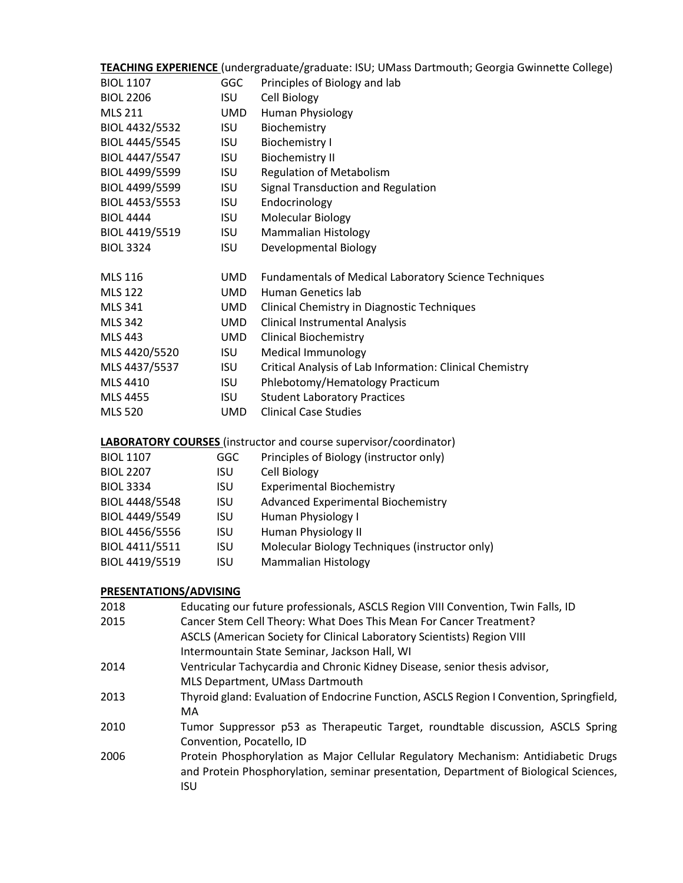**TEACHING EXPERIENCE** (undergraduate/graduate: ISU; UMass Dartmouth; Georgia Gwinnette College)

| | | |
|---|---|---|
| BIOL 1107 | GGC | Principles of Biology and lab |
| BIOL 2206 | ISU | Cell Biology |
| MLS 211 | UMD | Human Physiology |
| BIOL 4432/5532 | ISU | Biochemistry |
| BIOL 4445/5545 | ISU | Biochemistry I |
| BIOL 4447/5547 | ISU | Biochemistry II |
| BIOL 4499/5599 | ISU | Regulation of Metabolism |
| BIOL 4499/5599 | ISU | Signal Transduction and Regulation |
| BIOL 4453/5553 | ISU | Endocrinology |
| BIOL 4444 | ISU | Molecular Biology |
| BIOL 4419/5519 | ISU | Mammalian Histology |
| BIOL 3324 | ISU | Developmental Biology |
| | | |
| MLS 116 | UMD | Fundamentals of Medical Laboratory Science Techniques |
| MLS 122 | UMD | Human Genetics lab |
| MLS 341 | UMD | Clinical Chemistry in Diagnostic Techniques |
| MLS 342 | UMD | Clinical Instrumental Analysis |
| MLS 443 | UMD | Clinical Biochemistry |
| MLS 4420/5520 | ISU | Medical Immunology |
| MLS 4437/5537 | ISU | Critical Analysis of Lab Information: Clinical Chemistry |
| MLS 4410 | ISU | Phlebotomy/Hematology Practicum |
| MLS 4455 | ISU | Student Laboratory Practices |
| MLS 520 | UMD | Clinical Case Studies |

**LABORATORY COURSES** (instructor and course supervisor/coordinator)

| | | |
|---|---|---|
| BIOL 1107 | GGC | Principles of Biology (instructor only) |
| BIOL 2207 | ISU | Cell Biology |
| BIOL 3334 | ISU | Experimental Biochemistry |
| BIOL 4448/5548 | ISU | Advanced Experimental Biochemistry |
| BIOL 4449/5549 | ISU | Human Physiology I |
| BIOL 4456/5556 | ISU | Human Physiology II |
| BIOL 4411/5511 | ISU | Molecular Biology Techniques (instructor only) |
| BIOL 4419/5519 | ISU | Mammalian Histology |

**PRESENTATIONS/ADVISING**

| | |
|---|---|
| 2018 | Educating our future professionals, ASCLS Region VIII Convention, Twin Falls, ID |
| 2015 | Cancer Stem Cell Theory: What Does This Mean For Cancer Treatment? ASCLS (American Society for Clinical Laboratory Scientists) Region VIII Intermountain State Seminar, Jackson Hall, WI |
| 2014 | Ventricular Tachycardia and Chronic Kidney Disease, senior thesis advisor, MLS Department, UMass Dartmouth |
| 2013 | Thyroid gland: Evaluation of Endocrine Function, ASCLS Region I Convention, Springfield, MA |
| 2010 | Tumor Suppressor p53 as Therapeutic Target, roundtable discussion, ASCLS Spring Convention, Pocatello, ID |
| 2006 | Protein Phosphorylation as Major Cellular Regulatory Mechanism: Antidiabetic Drugs and Protein Phosphorylation, seminar presentation, Department of Biological Sciences, ISU |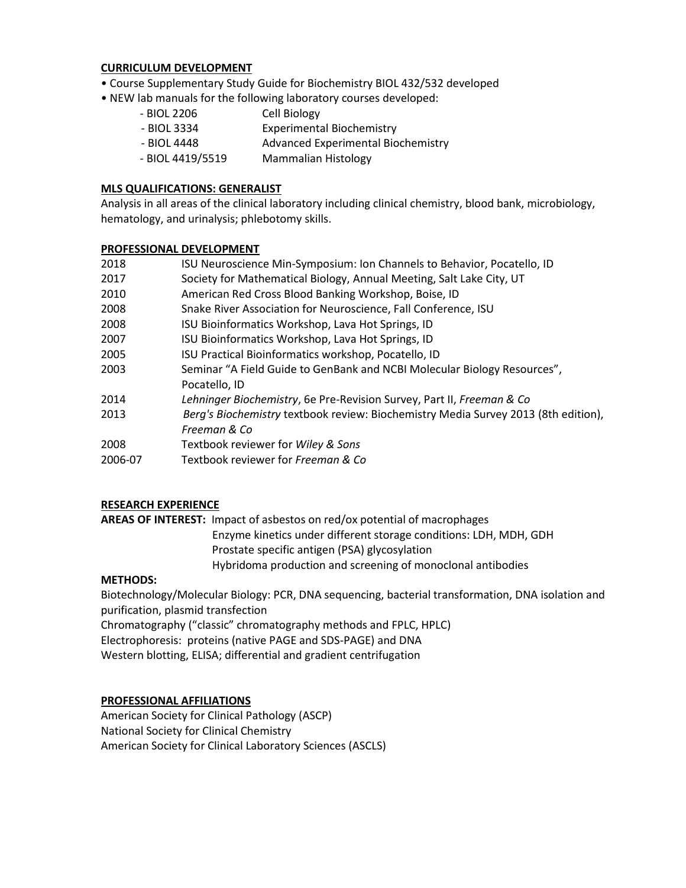**CURRICULUM DEVELOPMENT**

- Course Supplementary Study Guide for Biochemistry BIOL 432/532 developed
- NEW lab manuals for the following laboratory courses developed:
  - BIOL 2206 Cell Biology
  - BIOL 3334 Experimental Biochemistry
  - BIOL 4448 Advanced Experimental Biochemistry
  - BIOL 4419/5519 Mammalian Histology

**MLS QUALIFICATIONS: GENERALIST**

Analysis in all areas of the clinical laboratory including clinical chemistry, blood bank, microbiology, hematology, and urinalysis; phlebotomy skills.

**PROFESSIONAL DEVELOPMENT**

| | |
|---|---|
| 2018 | ISU Neuroscience Min-Symposium: Ion Channels to Behavior, Pocatello, ID |
| 2017 | Society for Mathematical Biology, Annual Meeting, Salt Lake City, UT |
| 2010 | American Red Cross Blood Banking Workshop, Boise, ID |
| 2008 | Snake River Association for Neuroscience, Fall Conference, ISU |
| 2008 | ISU Bioinformatics Workshop, Lava Hot Springs, ID |
| 2007 | ISU Bioinformatics Workshop, Lava Hot Springs, ID |
| 2005 | ISU Practical Bioinformatics workshop, Pocatello, ID |
| 2003 | Seminar "A Field Guide to GenBank and NCBI Molecular Biology Resources", Pocatello, ID |
| 2014 | *Lehninger Biochemistry*, 6e Pre-Revision Survey, Part II, *Freeman & Co* |
| 2013 | *Berg's Biochemistry* textbook review: Biochemistry Media Survey 2013 (8th edition), *Freeman & Co* |
| 2008 | Textbook reviewer for *Wiley & Sons* |
| 2006-07 | Textbook reviewer for *Freeman & Co* |

**RESEARCH EXPERIENCE**

**AREAS OF INTEREST:** Impact of asbestos on red/ox potential of macrophages
Enzyme kinetics under different storage conditions: LDH, MDH, GDH
Prostate specific antigen (PSA) glycosylation
Hybridoma production and screening of monoclonal antibodies

**METHODS:**

Biotechnology/Molecular Biology: PCR, DNA sequencing, bacterial transformation, DNA isolation and purification, plasmid transfection
Chromatography ("classic" chromatography methods and FPLC, HPLC)
Electrophoresis: proteins (native PAGE and SDS-PAGE) and DNA
Western blotting, ELISA; differential and gradient centrifugation

**PROFESSIONAL AFFILIATIONS**

American Society for Clinical Pathology (ASCP)
National Society for Clinical Chemistry
American Society for Clinical Laboratory Sciences (ASCLS)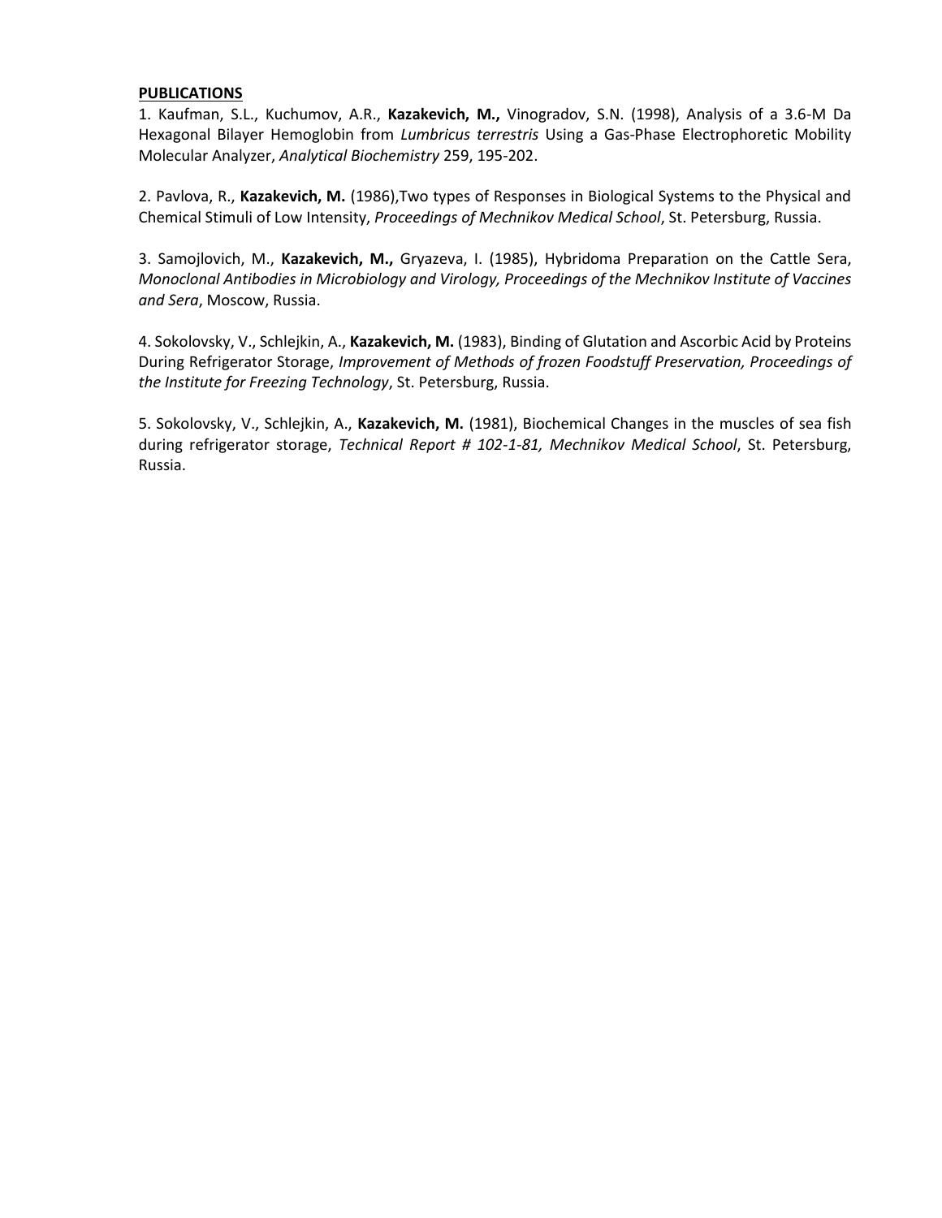**PUBLICATIONS**

1. Kaufman, S.L., Kuchumov, A.R., **Kazakevich, M.,** Vinogradov, S.N. (1998), Analysis of a 3.6-M Da Hexagonal Bilayer Hemoglobin from *Lumbricus terrestris* Using a Gas-Phase Electrophoretic Mobility Molecular Analyzer, *Analytical Biochemistry* 259, 195-202.

2. Pavlova, R., **Kazakevich, M.** (1986),Two types of Responses in Biological Systems to the Physical and Chemical Stimuli of Low Intensity, *Proceedings of Mechnikov Medical School*, St. Petersburg, Russia.

3. Samojlovich, M., **Kazakevich, M.,** Gryazeva, I. (1985), Hybridoma Preparation on the Cattle Sera, *Monoclonal Antibodies in Microbiology and Virology, Proceedings of the Mechnikov Institute of Vaccines and Sera*, Moscow, Russia.

4. Sokolovsky, V., Schlejkin, A., **Kazakevich, M.** (1983), Binding of Glutation and Ascorbic Acid by Proteins During Refrigerator Storage, *Improvement of Methods of frozen Foodstuff Preservation, Proceedings of the Institute for Freezing Technology*, St. Petersburg, Russia.

5. Sokolovsky, V., Schlejkin, A., **Kazakevich, M.** (1981), Biochemical Changes in the muscles of sea fish during refrigerator storage, *Technical Report # 102-1-81, Mechnikov Medical School*, St. Petersburg, Russia.